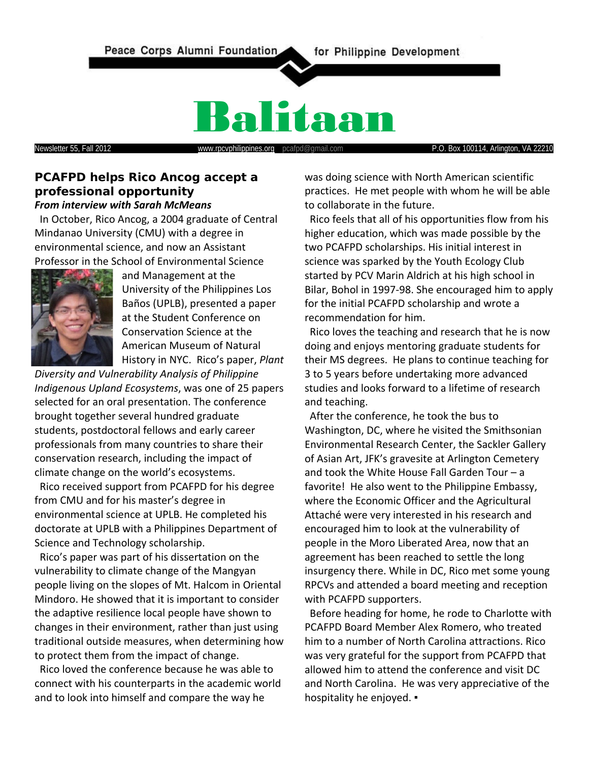Peace Corps Alumni Foundation for Philippine Development

# Balitaan

Newsletter 55, Fall 2012 www.rpcvphilippines.org pcafpd@gmail.com P.O. Box 100114, Arlington, VA 22210

## PCAFPD helps Rico Ancog accept a professional opportunity

***From interview with Sarah McMeans***

In October, Rico Ancog, a 2004 graduate of Central Mindanao University (CMU) with a degree in environmental science, and now an Assistant Professor in the School of Environmental Science and Management at the University of the Philippines Los Baños (UPLB), presented a paper at the Student Conference on Conservation Science at the American Museum of Natural History in NYC. Rico's paper, *Plant Diversity and Vulnerability Analysis of Philippine Indigenous Upland Ecosystems*, was one of 25 papers selected for an oral presentation. The conference brought together several hundred graduate students, postdoctoral fellows and early career professionals from many countries to share their conservation research, including the impact of climate change on the world's ecosystems.

Rico received support from PCAFPD for his degree from CMU and for his master's degree in environmental science at UPLB. He completed his doctorate at UPLB with a Philippines Department of Science and Technology scholarship.

Rico's paper was part of his dissertation on the vulnerability to climate change of the Mangyan people living on the slopes of Mt. Halcom in Oriental Mindoro. He showed that it is important to consider the adaptive resilience local people have shown to changes in their environment, rather than just using traditional outside measures, when determining how to protect them from the impact of change.

Rico loved the conference because he was able to connect with his counterparts in the academic world and to look into himself and compare the way he was doing science with North American scientific practices. He met people with whom he will be able to collaborate in the future.

Rico feels that all of his opportunities flow from his higher education, which was made possible by the two PCAFPD scholarships. His initial interest in science was sparked by the Youth Ecology Club started by PCV Marin Aldrich at his high school in Bilar, Bohol in 1997-98. She encouraged him to apply for the initial PCAFPD scholarship and wrote a recommendation for him.

Rico loves the teaching and research that he is now doing and enjoys mentoring graduate students for their MS degrees. He plans to continue teaching for 3 to 5 years before undertaking more advanced studies and looks forward to a lifetime of research and teaching.

After the conference, he took the bus to Washington, DC, where he visited the Smithsonian Environmental Research Center, the Sackler Gallery of Asian Art, JFK's gravesite at Arlington Cemetery and took the White House Fall Garden Tour – a favorite! He also went to the Philippine Embassy, where the Economic Officer and the Agricultural Attaché were very interested in his research and encouraged him to look at the vulnerability of people in the Moro Liberated Area, now that an agreement has been reached to settle the long insurgency there. While in DC, Rico met some young RPCVs and attended a board meeting and reception with PCAFPD supporters.

Before heading for home, he rode to Charlotte with PCAFPD Board Member Alex Romero, who treated him to a number of North Carolina attractions. Rico was very grateful for the support from PCAFPD that allowed him to attend the conference and visit DC and North Carolina. He was very appreciative of the hospitality he enjoyed. ▪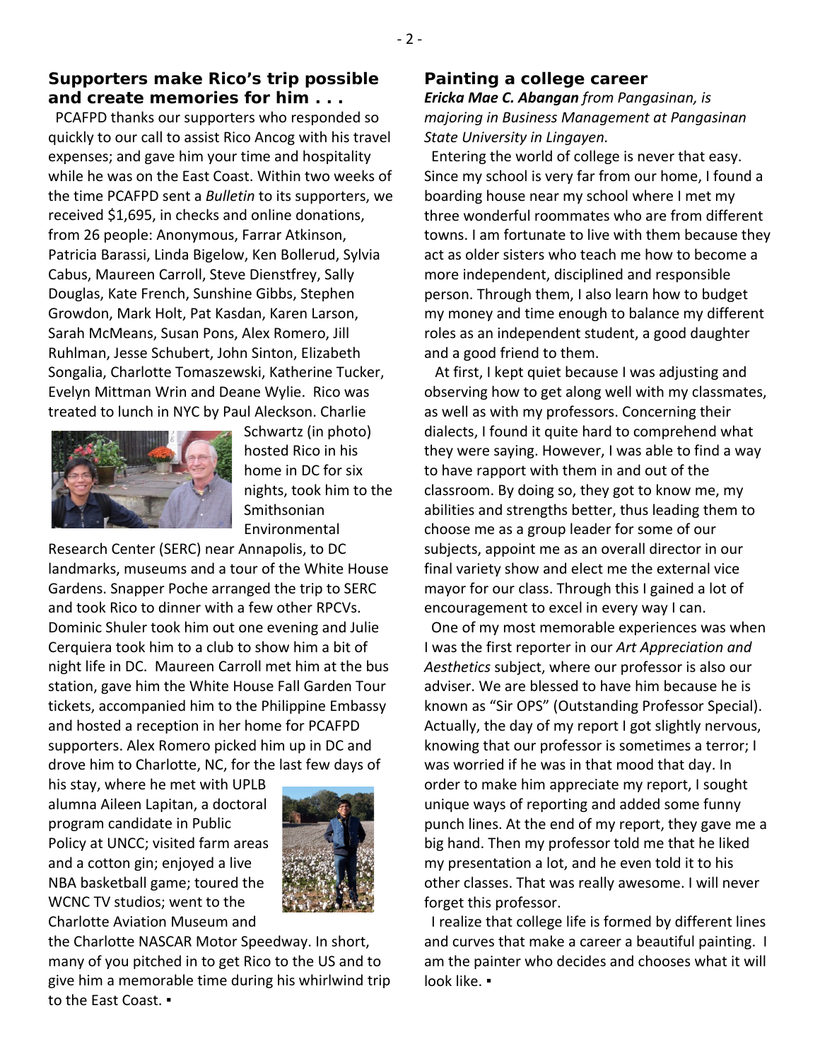## Supporters make Rico's trip possible and create memories for him . . .

PCAFPD thanks our supporters who responded so quickly to our call to assist Rico Ancog with his travel expenses; and gave him your time and hospitality while he was on the East Coast. Within two weeks of the time PCAFPD sent a *Bulletin* to its supporters, we received $1,695, in checks and online donations, from 26 people: Anonymous, Farrar Atkinson, Patricia Barassi, Linda Bigelow, Ken Bollerud, Sylvia Cabus, Maureen Carroll, Steve Dienstfrey, Sally Douglas, Kate French, Sunshine Gibbs, Stephen Growdon, Mark Holt, Pat Kasdan, Karen Larson, Sarah McMeans, Susan Pons, Alex Romero, Jill Ruhlman, Jesse Schubert, John Sinton, Elizabeth Songalia, Charlotte Tomaszewski, Katherine Tucker, Evelyn Mittman Wrin and Deane Wylie. Rico was treated to lunch in NYC by Paul Aleckson. Charlie Schwartz (in photo) hosted Rico in his home in DC for six nights, took him to the Smithsonian Environmental Research Center (SERC) near Annapolis, to DC landmarks, museums and a tour of the White House Gardens. Snapper Poche arranged the trip to SERC and took Rico to dinner with a few other RPCVs. Dominic Shuler took him out one evening and Julie Cerquiera took him to a club to show him a bit of night life in DC. Maureen Carroll met him at the bus station, gave him the White House Fall Garden Tour tickets, accompanied him to the Philippine Embassy and hosted a reception in her home for PCAFPD supporters. Alex Romero picked him up in DC and drove him to Charlotte, NC, for the last few days of his stay, where he met with UPLB alumna Aileen Lapitan, a doctoral program candidate in Public Policy at UNCC; visited farm areas and a cotton gin; enjoyed a live NBA basketball game; toured the WCNC TV studios; went to the Charlotte Aviation Museum and the Charlotte NASCAR Motor Speedway. In short, many of you pitched in to get Rico to the US and to give him a memorable time during his whirlwind trip to the East Coast. ▪

## Painting a college career

***Ericka Mae C. Abangan*** *from Pangasinan, is majoring in Business Management at Pangasinan State University in Lingayen.*

Entering the world of college is never that easy. Since my school is very far from our home, I found a boarding house near my school where I met my three wonderful roommates who are from different towns. I am fortunate to live with them because they act as older sisters who teach me how to become a more independent, disciplined and responsible person. Through them, I also learn how to budget my money and time enough to balance my different roles as an independent student, a good daughter and a good friend to them.

At first, I kept quiet because I was adjusting and observing how to get along well with my classmates, as well as with my professors. Concerning their dialects, I found it quite hard to comprehend what they were saying. However, I was able to find a way to have rapport with them in and out of the classroom. By doing so, they got to know me, my abilities and strengths better, thus leading them to choose me as a group leader for some of our subjects, appoint me as an overall director in our final variety show and elect me the external vice mayor for our class. Through this I gained a lot of encouragement to excel in every way I can.

One of my most memorable experiences was when I was the first reporter in our *Art Appreciation and Aesthetics* subject, where our professor is also our adviser. We are blessed to have him because he is known as "Sir OPS" (Outstanding Professor Special). Actually, the day of my report I got slightly nervous, knowing that our professor is sometimes a terror; I was worried if he was in that mood that day. In order to make him appreciate my report, I sought unique ways of reporting and added some funny punch lines. At the end of my report, they gave me a big hand. Then my professor told me that he liked my presentation a lot, and he even told it to his other classes. That was really awesome. I will never forget this professor.

I realize that college life is formed by different lines and curves that make a career a beautiful painting. I am the painter who decides and chooses what it will look like. ▪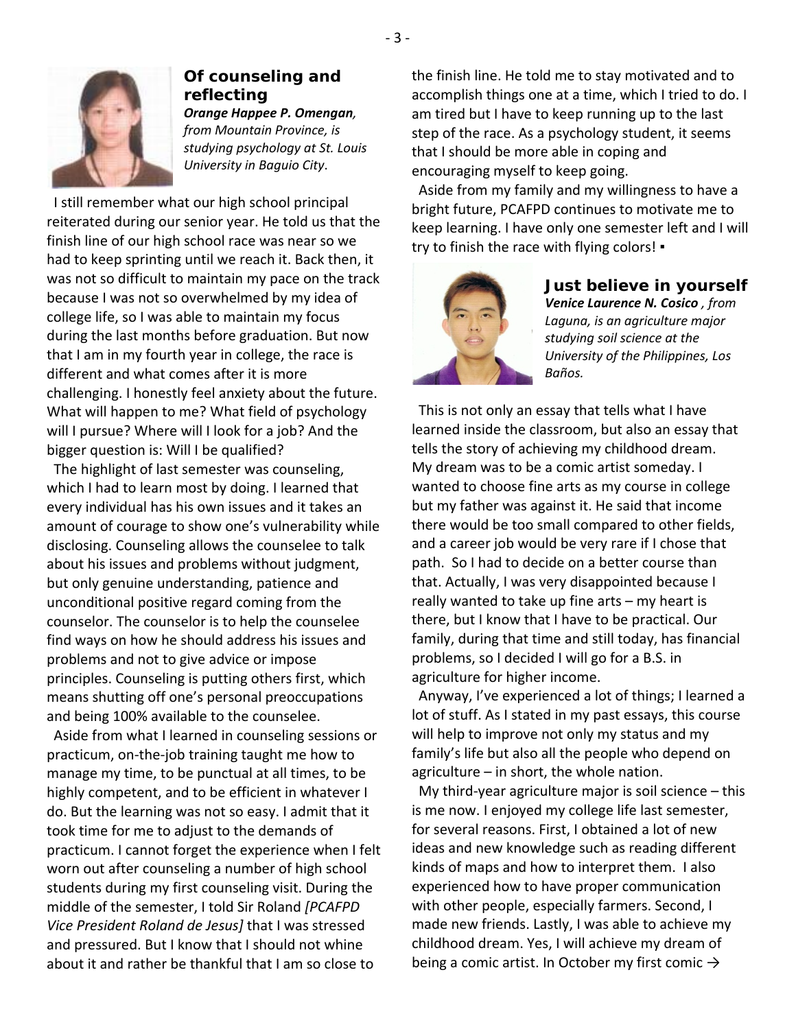## Of counseling and reflecting

***Orange Happee P. Omengan**, from Mountain Province, is studying psychology at St. Louis University in Baguio City.*

I still remember what our high school principal reiterated during our senior year. He told us that the finish line of our high school race was near so we had to keep sprinting until we reach it. Back then, it was not so difficult to maintain my pace on the track because I was not so overwhelmed by my idea of college life, so I was able to maintain my focus during the last months before graduation. But now that I am in my fourth year in college, the race is different and what comes after it is more challenging. I honestly feel anxiety about the future. What will happen to me? What field of psychology will I pursue? Where will I look for a job? And the bigger question is: Will I be qualified?

The highlight of last semester was counseling, which I had to learn most by doing. I learned that every individual has his own issues and it takes an amount of courage to show one's vulnerability while disclosing. Counseling allows the counselee to talk about his issues and problems without judgment, but only genuine understanding, patience and unconditional positive regard coming from the counselor. The counselor is to help the counselee find ways on how he should address his issues and problems and not to give advice or impose principles. Counseling is putting others first, which means shutting off one's personal preoccupations and being 100% available to the counselee.

Aside from what I learned in counseling sessions or practicum, on-the-job training taught me how to manage my time, to be punctual at all times, to be highly competent, and to be efficient in whatever I do. But the learning was not so easy. I admit that it took time for me to adjust to the demands of practicum. I cannot forget the experience when I felt worn out after counseling a number of high school students during my first counseling visit. During the middle of the semester, I told Sir Roland *[PCAFPD Vice President Roland de Jesus]* that I was stressed and pressured. But I know that I should not whine about it and rather be thankful that I am so close to the finish line. He told me to stay motivated and to accomplish things one at a time, which I tried to do. I am tired but I have to keep running up to the last step of the race. As a psychology student, it seems that I should be more able in coping and encouraging myself to keep going.

Aside from my family and my willingness to have a bright future, PCAFPD continues to motivate me to keep learning. I have only one semester left and I will try to finish the race with flying colors! ▪

## Just believe in yourself

***Venice Laurence N. Cosico** , from Laguna, is an agriculture major studying soil science at the University of the Philippines, Los Baños.*

This is not only an essay that tells what I have learned inside the classroom, but also an essay that tells the story of achieving my childhood dream. My dream was to be a comic artist someday. I wanted to choose fine arts as my course in college but my father was against it. He said that income there would be too small compared to other fields, and a career job would be very rare if I chose that path. So I had to decide on a better course than that. Actually, I was very disappointed because I really wanted to take up fine arts – my heart is there, but I know that I have to be practical. Our family, during that time and still today, has financial problems, so I decided I will go for a B.S. in agriculture for higher income.

Anyway, I've experienced a lot of things; I learned a lot of stuff. As I stated in my past essays, this course will help to improve not only my status and my family's life but also all the people who depend on agriculture – in short, the whole nation.

My third-year agriculture major is soil science – this is me now. I enjoyed my college life last semester, for several reasons. First, I obtained a lot of new ideas and new knowledge such as reading different kinds of maps and how to interpret them. I also experienced how to have proper communication with other people, especially farmers. Second, I made new friends. Lastly, I was able to achieve my childhood dream. Yes, I will achieve my dream of being a comic artist. In October my first comic →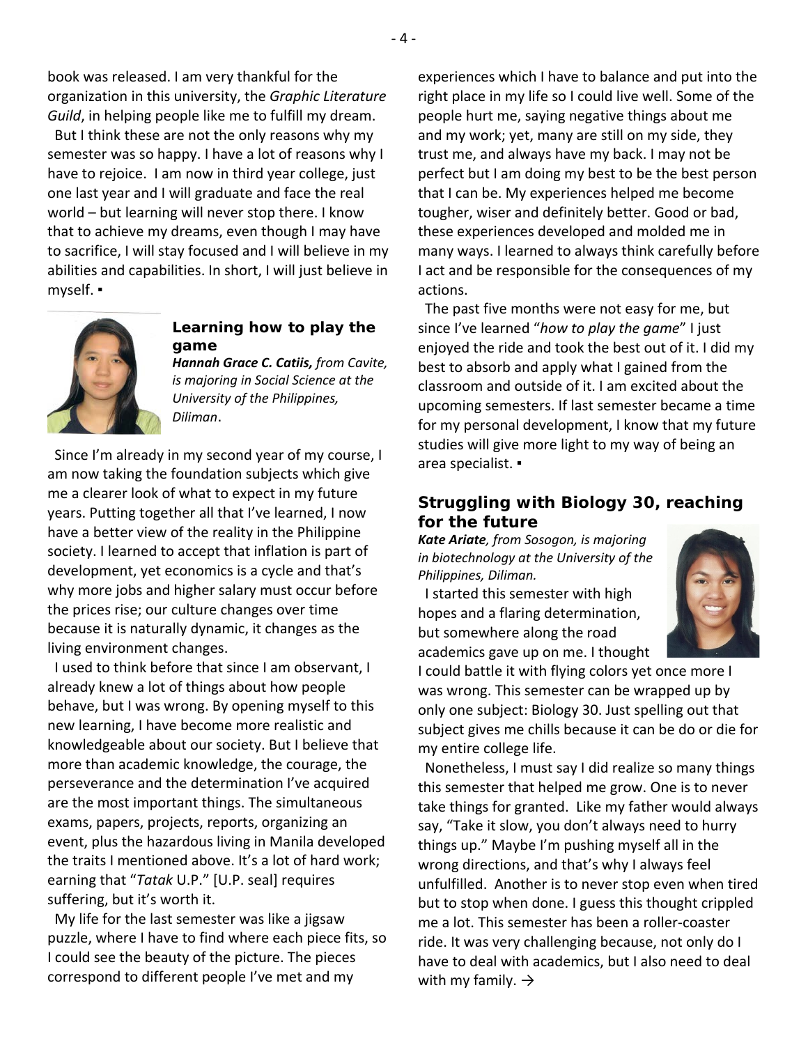book was released. I am very thankful for the organization in this university, the *Graphic Literature Guild*, in helping people like me to fulfill my dream.

But I think these are not the only reasons why my semester was so happy. I have a lot of reasons why I have to rejoice. I am now in third year college, just one last year and I will graduate and face the real world – but learning will never stop there. I know that to achieve my dreams, even though I may have to sacrifice, I will stay focused and I will believe in my abilities and capabilities. In short, I will just believe in myself. ▪

### Learning how to play the game

***Hannah Grace C. Catiis,*** *from Cavite, is majoring in Social Science at the University of the Philippines, Diliman*.

Since I'm already in my second year of my course, I am now taking the foundation subjects which give me a clearer look of what to expect in my future years. Putting together all that I've learned, I now have a better view of the reality in the Philippine society. I learned to accept that inflation is part of development, yet economics is a cycle and that's why more jobs and higher salary must occur before the prices rise; our culture changes over time because it is naturally dynamic, it changes as the living environment changes.

I used to think before that since I am observant, I already knew a lot of things about how people behave, but I was wrong. By opening myself to this new learning, I have become more realistic and knowledgeable about our society. But I believe that more than academic knowledge, the courage, the perseverance and the determination I've acquired are the most important things. The simultaneous exams, papers, projects, reports, organizing an event, plus the hazardous living in Manila developed the traits I mentioned above. It's a lot of hard work; earning that "*Tatak* U.P." [U.P. seal] requires suffering, but it's worth it.

My life for the last semester was like a jigsaw puzzle, where I have to find where each piece fits, so I could see the beauty of the picture. The pieces correspond to different people I've met and my experiences which I have to balance and put into the right place in my life so I could live well. Some of the people hurt me, saying negative things about me and my work; yet, many are still on my side, they trust me, and always have my back. I may not be perfect but I am doing my best to be the best person that I can be. My experiences helped me become tougher, wiser and definitely better. Good or bad, these experiences developed and molded me in many ways. I learned to always think carefully before I act and be responsible for the consequences of my actions.

The past five months were not easy for me, but since I've learned "*how to play the game*" I just enjoyed the ride and took the best out of it. I did my best to absorb and apply what I gained from the classroom and outside of it. I am excited about the upcoming semesters. If last semester became a time for my personal development, I know that my future studies will give more light to my way of being an area specialist. ▪

### Struggling with Biology 30, reaching for the future

***Kate Ariate****, from Sosogon, is majoring in biotechnology at the University of the Philippines, Diliman.*

I started this semester with high hopes and a flaring determination, but somewhere along the road academics gave up on me. I thought I could battle it with flying colors yet once more I was wrong. This semester can be wrapped up by only one subject: Biology 30. Just spelling out that subject gives me chills because it can be do or die for my entire college life.

Nonetheless, I must say I did realize so many things this semester that helped me grow. One is to never take things for granted. Like my father would always say, "Take it slow, you don't always need to hurry things up." Maybe I'm pushing myself all in the wrong directions, and that's why I always feel unfulfilled. Another is to never stop even when tired but to stop when done. I guess this thought crippled me a lot. This semester has been a roller-coaster ride. It was very challenging because, not only do I have to deal with academics, but I also need to deal with my family. →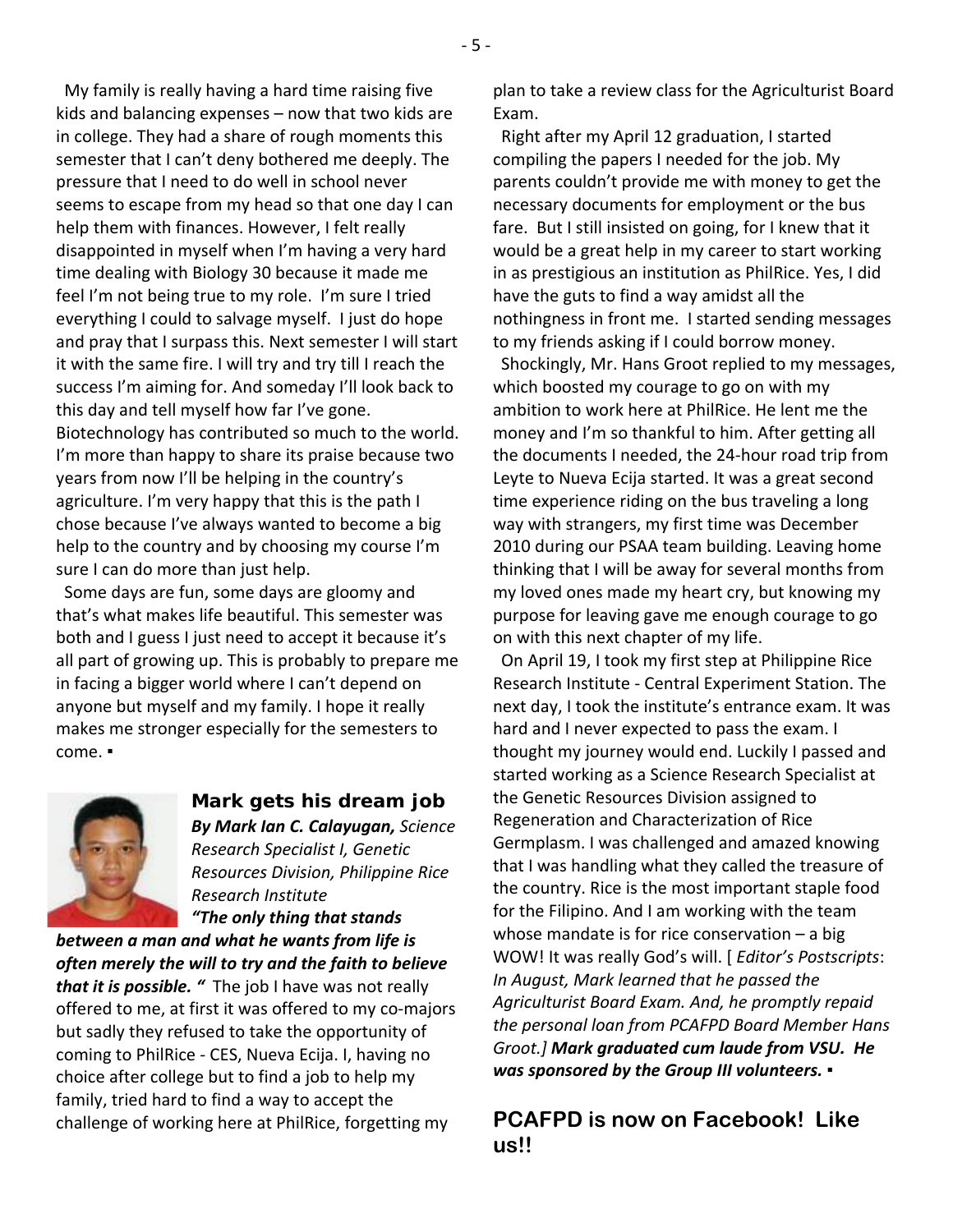My family is really having a hard time raising five kids and balancing expenses – now that two kids are in college. They had a share of rough moments this semester that I can't deny bothered me deeply. The pressure that I need to do well in school never seems to escape from my head so that one day I can help them with finances. However, I felt really disappointed in myself when I'm having a very hard time dealing with Biology 30 because it made me feel I'm not being true to my role. I'm sure I tried everything I could to salvage myself. I just do hope and pray that I surpass this. Next semester I will start it with the same fire. I will try and try till I reach the success I'm aiming for. And someday I'll look back to this day and tell myself how far I've gone. Biotechnology has contributed so much to the world. I'm more than happy to share its praise because two years from now I'll be helping in the country's agriculture. I'm very happy that this is the path I chose because I've always wanted to become a big help to the country and by choosing my course I'm sure I can do more than just help.

Some days are fun, some days are gloomy and that's what makes life beautiful. This semester was both and I guess I just need to accept it because it's all part of growing up. This is probably to prepare me in facing a bigger world where I can't depend on anyone but myself and my family. I hope it really makes me stronger especially for the semesters to come. ▪

## Mark gets his dream job

***By Mark Ian C. Calayugan,*** *Science Research Specialist I, Genetic Resources Division, Philippine Rice Research Institute*

***"The only thing that stands between a man and what he wants from life is often merely the will to try and the faith to believe that it is possible. "*** The job I have was not really offered to me, at first it was offered to my co-majors but sadly they refused to take the opportunity of coming to PhilRice - CES, Nueva Ecija. I, having no choice after college but to find a job to help my family, tried hard to find a way to accept the challenge of working here at PhilRice, forgetting my plan to take a review class for the Agriculturist Board Exam.

Right after my April 12 graduation, I started compiling the papers I needed for the job. My parents couldn't provide me with money to get the necessary documents for employment or the bus fare. But I still insisted on going, for I knew that it would be a great help in my career to start working in as prestigious an institution as PhilRice. Yes, I did have the guts to find a way amidst all the nothingness in front me. I started sending messages to my friends asking if I could borrow money.

Shockingly, Mr. Hans Groot replied to my messages, which boosted my courage to go on with my ambition to work here at PhilRice. He lent me the money and I'm so thankful to him. After getting all the documents I needed, the 24-hour road trip from Leyte to Nueva Ecija started. It was a great second time experience riding on the bus traveling a long way with strangers, my first time was December 2010 during our PSAA team building. Leaving home thinking that I will be away for several months from my loved ones made my heart cry, but knowing my purpose for leaving gave me enough courage to go on with this next chapter of my life.

On April 19, I took my first step at Philippine Rice Research Institute - Central Experiment Station. The next day, I took the institute's entrance exam. It was hard and I never expected to pass the exam. I thought my journey would end. Luckily I passed and started working as a Science Research Specialist at the Genetic Resources Division assigned to Regeneration and Characterization of Rice Germplasm. I was challenged and amazed knowing that I was handling what they called the treasure of the country. Rice is the most important staple food for the Filipino. And I am working with the team whose mandate is for rice conservation – a big WOW! It was really God's will. [ *Editor's Postscripts*: *In August, Mark learned that he passed the Agriculturist Board Exam. And, he promptly repaid the personal loan from PCAFPD Board Member Hans Groot.]* ***Mark graduated cum laude from VSU. He was sponsored by the Group III volunteers.*** ▪

## PCAFPD is now on Facebook! Like us!!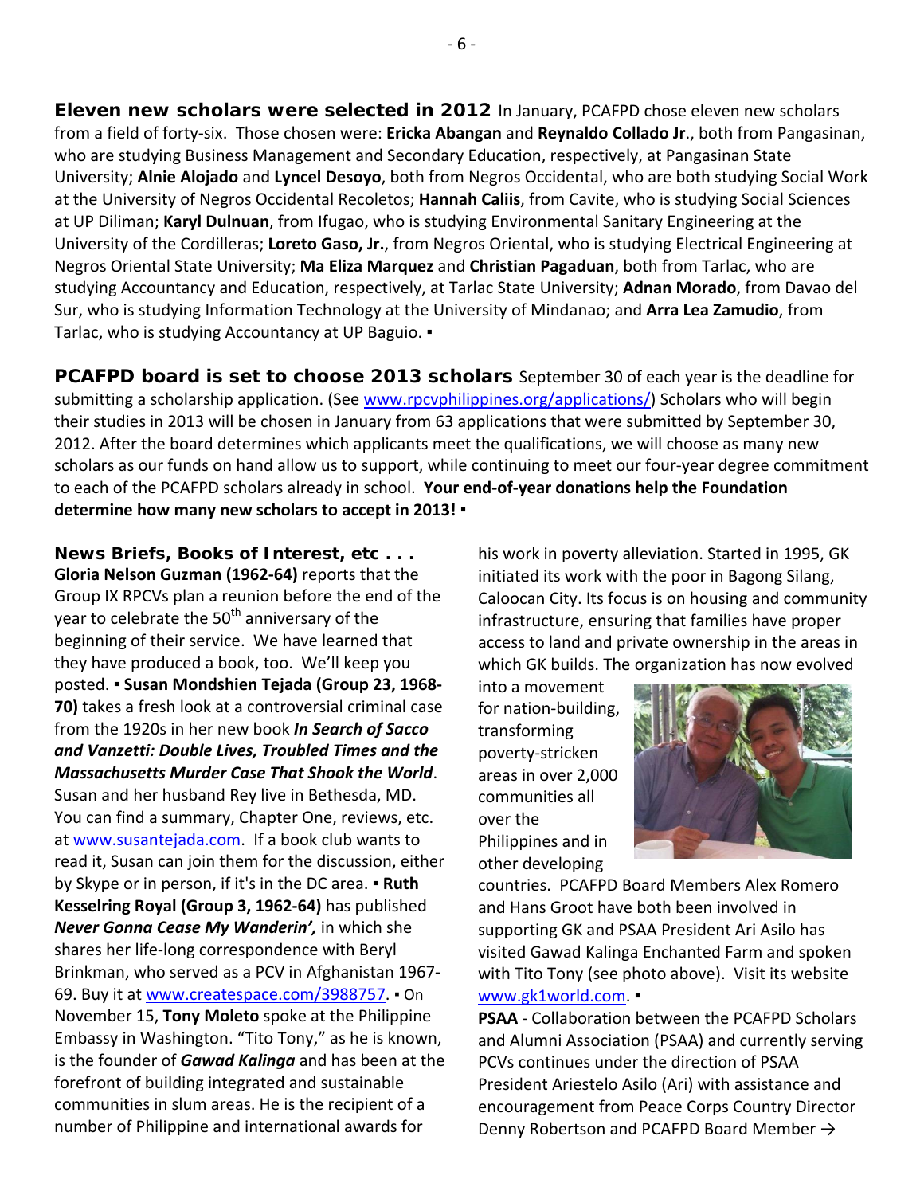**Eleven new scholars were selected in 2012** In January, PCAFPD chose eleven new scholars from a field of forty-six. Those chosen were: **Ericka Abangan** and **Reynaldo Collado Jr**., both from Pangasinan, who are studying Business Management and Secondary Education, respectively, at Pangasinan State University; **Alnie Alojado** and **Lyncel Desoyo**, both from Negros Occidental, who are both studying Social Work at the University of Negros Occidental Recoletos; **Hannah Caliis**, from Cavite, who is studying Social Sciences at UP Diliman; **Karyl Dulnuan**, from Ifugao, who is studying Environmental Sanitary Engineering at the University of the Cordilleras; **Loreto Gaso, Jr.**, from Negros Oriental, who is studying Electrical Engineering at Negros Oriental State University; **Ma Eliza Marquez** and **Christian Pagaduan**, both from Tarlac, who are studying Accountancy and Education, respectively, at Tarlac State University; **Adnan Morado**, from Davao del Sur, who is studying Information Technology at the University of Mindanao; and **Arra Lea Zamudio**, from Tarlac, who is studying Accountancy at UP Baguio. ▪

**PCAFPD board is set to choose 2013 scholars** September 30 of each year is the deadline for submitting a scholarship application. (See www.rpcvphilippines.org/applications/) Scholars who will begin their studies in 2013 will be chosen in January from 63 applications that were submitted by September 30, 2012. After the board determines which applicants meet the qualifications, we will choose as many new scholars as our funds on hand allow us to support, while continuing to meet our four-year degree commitment to each of the PCAFPD scholars already in school. **Your end-of-year donations help the Foundation determine how many new scholars to accept in 2013!** ▪

**News Briefs, Books of Interest, etc . . .**

**Gloria Nelson Guzman (1962-64)** reports that the Group IX RPCVs plan a reunion before the end of the year to celebrate the 50th anniversary of the beginning of their service. We have learned that they have produced a book, too. We'll keep you posted. ▪ **Susan Mondshien Tejada (Group 23, 1968-70)** takes a fresh look at a controversial criminal case from the 1920s in her new book ***In Search of Sacco and Vanzetti: Double Lives, Troubled Times and the Massachusetts Murder Case That Shook the World***. Susan and her husband Rey live in Bethesda, MD. You can find a summary, Chapter One, reviews, etc. at www.susantejada.com. If a book club wants to read it, Susan can join them for the discussion, either by Skype or in person, if it's in the DC area. ▪ **Ruth Kesselring Royal (Group 3, 1962-64)** has published ***Never Gonna Cease My Wanderin',*** in which she shares her life-long correspondence with Beryl Brinkman, who served as a PCV in Afghanistan 1967-69. Buy it at www.createspace.com/3988757. ▪ On November 15, **Tony Moleto** spoke at the Philippine Embassy in Washington. "Tito Tony," as he is known, is the founder of ***Gawad Kalinga*** and has been at the forefront of building integrated and sustainable communities in slum areas. He is the recipient of a number of Philippine and international awards for his work in poverty alleviation. Started in 1995, GK initiated its work with the poor in Bagong Silang, Caloocan City. Its focus is on housing and community infrastructure, ensuring that families have proper access to land and private ownership in the areas in which GK builds. The organization has now evolved into a movement for nation-building, transforming poverty-stricken areas in over 2,000 communities all over the Philippines and in other developing countries. PCAFPD Board Members Alex Romero and Hans Groot have both been involved in supporting GK and PSAA President Ari Asilo has visited Gawad Kalinga Enchanted Farm and spoken with Tito Tony (see photo above). Visit its website www.gk1world.com. ▪

**PSAA** - Collaboration between the PCAFPD Scholars and Alumni Association (PSAA) and currently serving PCVs continues under the direction of PSAA President Ariestelo Asilo (Ari) with assistance and encouragement from Peace Corps Country Director Denny Robertson and PCAFPD Board Member →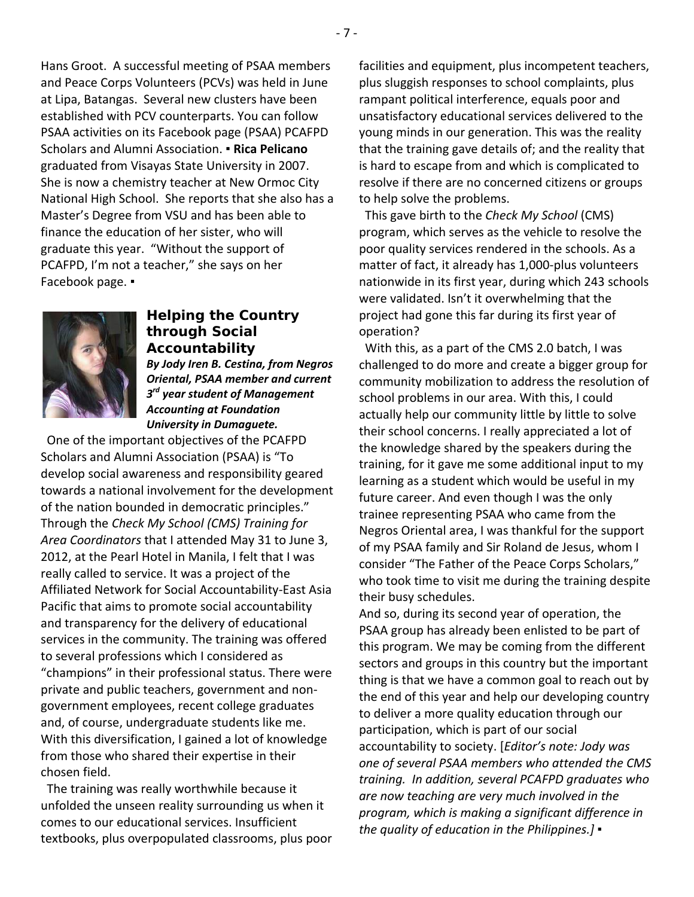Hans Groot. A successful meeting of PSAA members and Peace Corps Volunteers (PCVs) was held in June at Lipa, Batangas. Several new clusters have been established with PCV counterparts. You can follow PSAA activities on its Facebook page (PSAA) PCAFPD Scholars and Alumni Association. ▪ **Rica Pelicano** graduated from Visayas State University in 2007. She is now a chemistry teacher at New Ormoc City National High School. She reports that she also has a Master's Degree from VSU and has been able to finance the education of her sister, who will graduate this year. "Without the support of PCAFPD, I'm not a teacher," she says on her Facebook page. ▪

## Helping the Country through Social Accountability

***By Jody Iren B. Cestina, from Negros Oriental, PSAA member and current 3rd year student of Management Accounting at Foundation University in Dumaguete.***

One of the important objectives of the PCAFPD Scholars and Alumni Association (PSAA) is "To develop social awareness and responsibility geared towards a national involvement for the development of the nation bounded in democratic principles." Through the *Check My School (CMS) Training for Area Coordinators* that I attended May 31 to June 3, 2012, at the Pearl Hotel in Manila, I felt that I was really called to service. It was a project of the Affiliated Network for Social Accountability-East Asia Pacific that aims to promote social accountability and transparency for the delivery of educational services in the community. The training was offered to several professions which I considered as "champions" in their professional status. There were private and public teachers, government and non-government employees, recent college graduates and, of course, undergraduate students like me. With this diversification, I gained a lot of knowledge from those who shared their expertise in their chosen field.

The training was really worthwhile because it unfolded the unseen reality surrounding us when it comes to our educational services. Insufficient textbooks, plus overpopulated classrooms, plus poor facilities and equipment, plus incompetent teachers, plus sluggish responses to school complaints, plus rampant political interference, equals poor and unsatisfactory educational services delivered to the young minds in our generation. This was the reality that the training gave details of; and the reality that is hard to escape from and which is complicated to resolve if there are no concerned citizens or groups to help solve the problems.

This gave birth to the *Check My School* (CMS) program, which serves as the vehicle to resolve the poor quality services rendered in the schools. As a matter of fact, it already has 1,000-plus volunteers nationwide in its first year, during which 243 schools were validated. Isn't it overwhelming that the project had gone this far during its first year of operation?

With this, as a part of the CMS 2.0 batch, I was challenged to do more and create a bigger group for community mobilization to address the resolution of school problems in our area. With this, I could actually help our community little by little to solve their school concerns. I really appreciated a lot of the knowledge shared by the speakers during the training, for it gave me some additional input to my learning as a student which would be useful in my future career. And even though I was the only trainee representing PSAA who came from the Negros Oriental area, I was thankful for the support of my PSAA family and Sir Roland de Jesus, whom I consider "The Father of the Peace Corps Scholars," who took time to visit me during the training despite their busy schedules.

And so, during its second year of operation, the PSAA group has already been enlisted to be part of this program. We may be coming from the different sectors and groups in this country but the important thing is that we have a common goal to reach out by the end of this year and help our developing country to deliver a more quality education through our participation, which is part of our social accountability to society. [*Editor's note: Jody was one of several PSAA members who attended the CMS training. In addition, several PCAFPD graduates who are now teaching are very much involved in the program, which is making a significant difference in the quality of education in the Philippines.]* ▪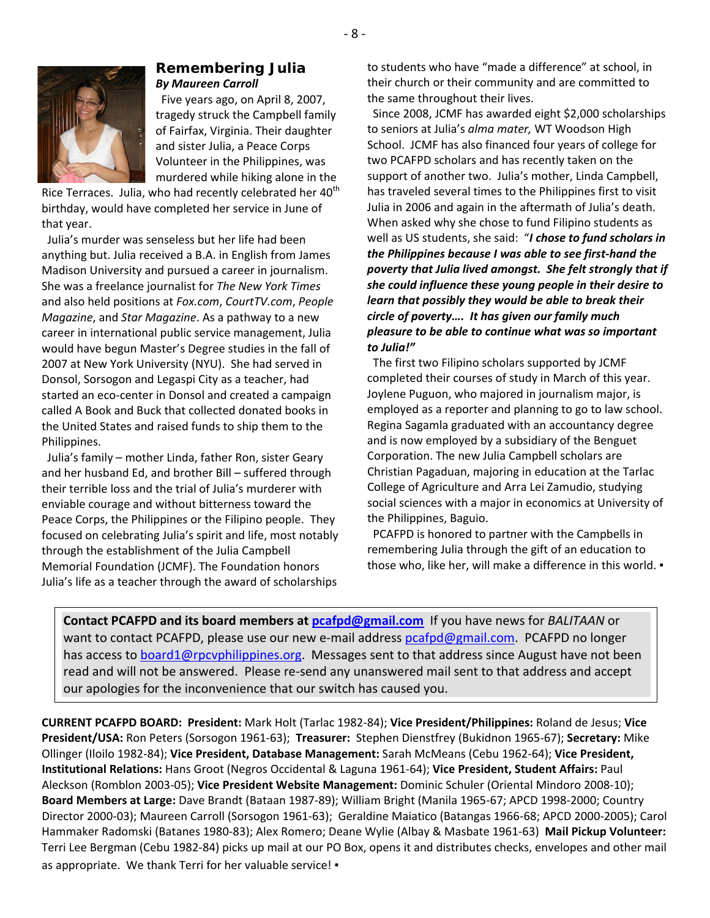## Remembering Julia

***By Maureen Carroll***

Five years ago, on April 8, 2007, tragedy struck the Campbell family of Fairfax, Virginia. Their daughter and sister Julia, a Peace Corps Volunteer in the Philippines, was murdered while hiking alone in the Rice Terraces. Julia, who had recently celebrated her 40th birthday, would have completed her service in June of that year.

Julia's murder was senseless but her life had been anything but. Julia received a B.A. in English from James Madison University and pursued a career in journalism. She was a freelance journalist for *The New York Times* and also held positions at *Fox.com*, *CourtTV.com*, *People Magazine*, and *Star Magazine*. As a pathway to a new career in international public service management, Julia would have begun Master's Degree studies in the fall of 2007 at New York University (NYU). She had served in Donsol, Sorsogon and Legaspi City as a teacher, had started an eco-center in Donsol and created a campaign called A Book and Buck that collected donated books in the United States and raised funds to ship them to the Philippines.

Julia's family – mother Linda, father Ron, sister Geary and her husband Ed, and brother Bill – suffered through their terrible loss and the trial of Julia's murderer with enviable courage and without bitterness toward the Peace Corps, the Philippines or the Filipino people. They focused on celebrating Julia's spirit and life, most notably through the establishment of the Julia Campbell Memorial Foundation (JCMF). The Foundation honors Julia's life as a teacher through the award of scholarships to students who have "made a difference" at school, in their church or their community and are committed to the same throughout their lives.

Since 2008, JCMF has awarded eight $2,000 scholarships to seniors at Julia's *alma mater,* WT Woodson High School. JCMF has also financed four years of college for two PCAFPD scholars and has recently taken on the support of another two. Julia's mother, Linda Campbell, has traveled several times to the Philippines first to visit Julia in 2006 and again in the aftermath of Julia's death. When asked why she chose to fund Filipino students as well as US students, she said: "***I chose to fund scholars in the Philippines because I was able to see first-hand the poverty that Julia lived amongst. She felt strongly that if she could influence these young people in their desire to learn that possibly they would be able to break their circle of poverty…. It has given our family much pleasure to be able to continue what was so important to Julia!"***

The first two Filipino scholars supported by JCMF completed their courses of study in March of this year. Joylene Puguon, who majored in journalism major, is employed as a reporter and planning to go to law school. Regina Sagamla graduated with an accountancy degree and is now employed by a subsidiary of the Benguet Corporation. The new Julia Campbell scholars are Christian Pagaduan, majoring in education at the Tarlac College of Agriculture and Arra Lei Zamudio, studying social sciences with a major in economics at University of the Philippines, Baguio.

PCAFPD is honored to partner with the Campbells in remembering Julia through the gift of an education to those who, like her, will make a difference in this world. ▪

**Contact PCAFPD and its board members at pcafpd@gmail.com** If you have news for *BALITAAN* or want to contact PCAFPD, please use our new e-mail address pcafpd@gmail.com. PCAFPD no longer has access to board1@rpcvphilippines.org. Messages sent to that address since August have not been read and will not be answered. Please re-send any unanswered mail sent to that address and accept our apologies for the inconvenience that our switch has caused you.

**CURRENT PCAFPD BOARD: President:** Mark Holt (Tarlac 1982-84); **Vice President/Philippines:** Roland de Jesus; **Vice President/USA:** Ron Peters (Sorsogon 1961-63); **Treasurer:** Stephen Dienstfrey (Bukidnon 1965-67); **Secretary:** Mike Ollinger (Iloilo 1982-84); **Vice President, Database Management:** Sarah McMeans (Cebu 1962-64); **Vice President, Institutional Relations:** Hans Groot (Negros Occidental & Laguna 1961-64); **Vice President, Student Affairs:** Paul Aleckson (Romblon 2003-05); **Vice President Website Management:** Dominic Schuler (Oriental Mindoro 2008-10); **Board Members at Large:** Dave Brandt (Bataan 1987-89); William Bright (Manila 1965-67; APCD 1998-2000; Country Director 2000-03); Maureen Carroll (Sorsogon 1961-63); Geraldine Maiatico (Batangas 1966-68; APCD 2000-2005); Carol Hammaker Radomski (Batanes 1980-83); Alex Romero; Deane Wylie (Albay & Masbate 1961-63) **Mail Pickup Volunteer:** Terri Lee Bergman (Cebu 1982-84) picks up mail at our PO Box, opens it and distributes checks, envelopes and other mail as appropriate. We thank Terri for her valuable service! ▪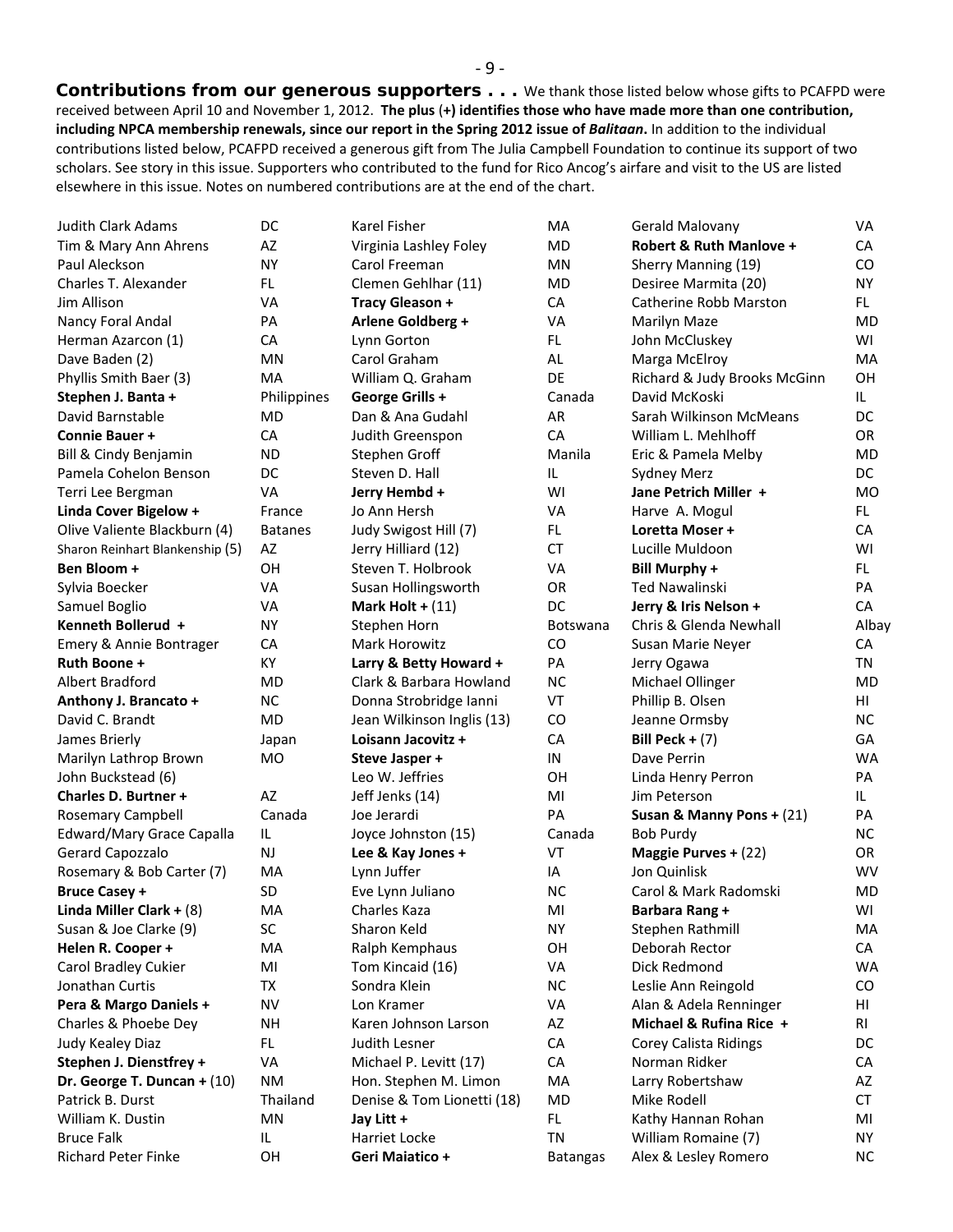**Contributions from our generous supporters . . .** We thank those listed below whose gifts to PCAFPD were received between April 10 and November 1, 2012. **The plus (+) identifies those who have made more than one contribution, including NPCA membership renewals, since our report in the Spring 2012 issue of *Balitaan*.** In addition to the individual contributions listed below, PCAFPD received a generous gift from The Julia Campbell Foundation to continue its support of two scholars. See story in this issue. Supporters who contributed to the fund for Rico Ancog's airfare and visit to the US are listed elsewhere in this issue. Notes on numbered contributions are at the end of the chart.

| | |
|---|---|
| Judith Clark Adams | DC |
| Tim & Mary Ann Ahrens | AZ |
| Paul Aleckson | NY |
| Charles T. Alexander | FL |
| Jim Allison | VA |
| Nancy Foral Andal | PA |
| Herman Azarcon (1) | CA |
| Dave Baden (2) | MN |
| Phyllis Smith Baer (3) | MA |
| **Stephen J. Banta +** | Philippines |
| David Barnstable | MD |
| **Connie Bauer +** | CA |
| Bill & Cindy Benjamin | ND |
| Pamela Cohelon Benson | DC |
| Terri Lee Bergman | VA |
| **Linda Cover Bigelow +** | France |
| Olive Valiente Blackburn (4) | Batanes |
| Sharon Reinhart Blankenship (5) | AZ |
| **Ben Bloom +** | OH |
| Sylvia Boecker | VA |
| Samuel Boglio | VA |
| **Kenneth Bollerud +** | NY |
| Emery & Annie Bontrager | CA |
| **Ruth Boone +** | KY |
| Albert Bradford | MD |
| **Anthony J. Brancato +** | NC |
| David C. Brandt | MD |
| James Brierly | Japan |
| Marilyn Lathrop Brown | MO |
| John Buckstead (6) | |
| **Charles D. Burtner +** | AZ |
| Rosemary Campbell | Canada |
| Edward/Mary Grace Capalla | IL |
| Gerard Capozzalo | NJ |
| Rosemary & Bob Carter (7) | MA |
| **Bruce Casey +** | SD |
| **Linda Miller Clark +** (8) | MA |
| Susan & Joe Clarke (9) | SC |
| **Helen R. Cooper +** | MA |
| Carol Bradley Cukier | MI |
| Jonathan Curtis | TX |
| **Pera & Margo Daniels +** | NV |
| Charles & Phoebe Dey | NH |
| Judy Kealey Diaz | FL |
| **Stephen J. Dienstfrey +** | VA |
| **Dr. George T. Duncan +** (10) | NM |
| Patrick B. Durst | Thailand |
| William K. Dustin | MN |
| Bruce Falk | IL |
| Richard Peter Finke | OH |
| Karel Fisher | MA |
| Virginia Lashley Foley | MD |
| Carol Freeman | MN |
| Clemen Gehlhar (11) | MD |
| **Tracy Gleason +** | CA |
| **Arlene Goldberg +** | VA |
| Lynn Gorton | FL |
| Carol Graham | AL |
| William Q. Graham | DE |
| **George Grills +** | Canada |
| Dan & Ana Gudahl | AR |
| Judith Greenspon | CA |
| Stephen Groff | Manila |
| Steven D. Hall | IL |
| **Jerry Hembd +** | WI |
| Jo Ann Hersh | VA |
| Judy Swigost Hill (7) | FL |
| Jerry Hilliard (12) | CT |
| Steven T. Holbrook | VA |
| Susan Hollingsworth | OR |
| **Mark Holt +** (11) | DC |
| Stephen Horn | Botswana |
| Mark Horowitz | CO |
| **Larry & Betty Howard +** | PA |
| Clark & Barbara Howland | NC |
| Donna Strobridge Ianni | VT |
| Jean Wilkinson Inglis (13) | CO |
| **Loisann Jacovitz +** | CA |
| **Steve Jasper +** | IN |
| Leo W. Jeffries | OH |
| Jeff Jenks (14) | MI |
| Joe Jerardi | PA |
| Joyce Johnston (15) | Canada |
| **Lee & Kay Jones +** | VT |
| Lynn Juffer | IA |
| Eve Lynn Juliano | NC |
| Charles Kaza | MI |
| Sharon Keld | NY |
| Ralph Kemphaus | OH |
| Tom Kincaid (16) | VA |
| Sondra Klein | NC |
| Lon Kramer | VA |
| Karen Johnson Larson | AZ |
| Judith Lesner | CA |
| Michael P. Levitt (17) | CA |
| Hon. Stephen M. Limon | MA |
| Denise & Tom Lionetti (18) | MD |
| **Jay Litt +** | FL |
| Harriet Locke | TN |
| **Geri Maiatico +** | Batangas |
| Gerald Malovany | VA |
| **Robert & Ruth Manlove +** | CA |
| Sherry Manning (19) | CO |
| Desiree Marmita (20) | NY |
| Catherine Robb Marston | FL |
| Marilyn Maze | MD |
| John McCluskey | WI |
| Marga McElroy | MA |
| Richard & Judy Brooks McGinn | OH |
| David McKoski | IL |
| Sarah Wilkinson McMeans | DC |
| William L. Mehlhoff | OR |
| Eric & Pamela Melby | MD |
| Sydney Merz | DC |
| **Jane Petrich Miller +** | MO |
| Harve A. Mogul | FL |
| **Loretta Moser +** | CA |
| Lucille Muldoon | WI |
| **Bill Murphy +** | FL |
| Ted Nawalinski | PA |
| **Jerry & Iris Nelson +** | CA |
| Chris & Glenda Newhall | Albay |
| Susan Marie Neyer | CA |
| Jerry Ogawa | TN |
| Michael Ollinger | MD |
| Phillip B. Olsen | HI |
| Jeanne Ormsby | NC |
| **Bill Peck +** (7) | GA |
| Dave Perrin | WA |
| Linda Henry Perron | PA |
| Jim Peterson | IL |
| **Susan & Manny Pons +** (21) | PA |
| Bob Purdy | NC |
| **Maggie Purves +** (22) | OR |
| Jon Quinlisk | WV |
| Carol & Mark Radomski | MD |
| **Barbara Rang +** | WI |
| Stephen Rathmill | MA |
| Deborah Rector | CA |
| Dick Redmond | WA |
| Leslie Ann Reingold | CO |
| Alan & Adela Renninger | HI |
| **Michael & Rufina Rice +** | RI |
| Corey Calista Ridings | DC |
| Norman Ridker | CA |
| Larry Robertshaw | AZ |
| Mike Rodell | CT |
| Kathy Hannan Rohan | MI |
| William Romaine (7) | NY |
| Alex & Lesley Romero | NC |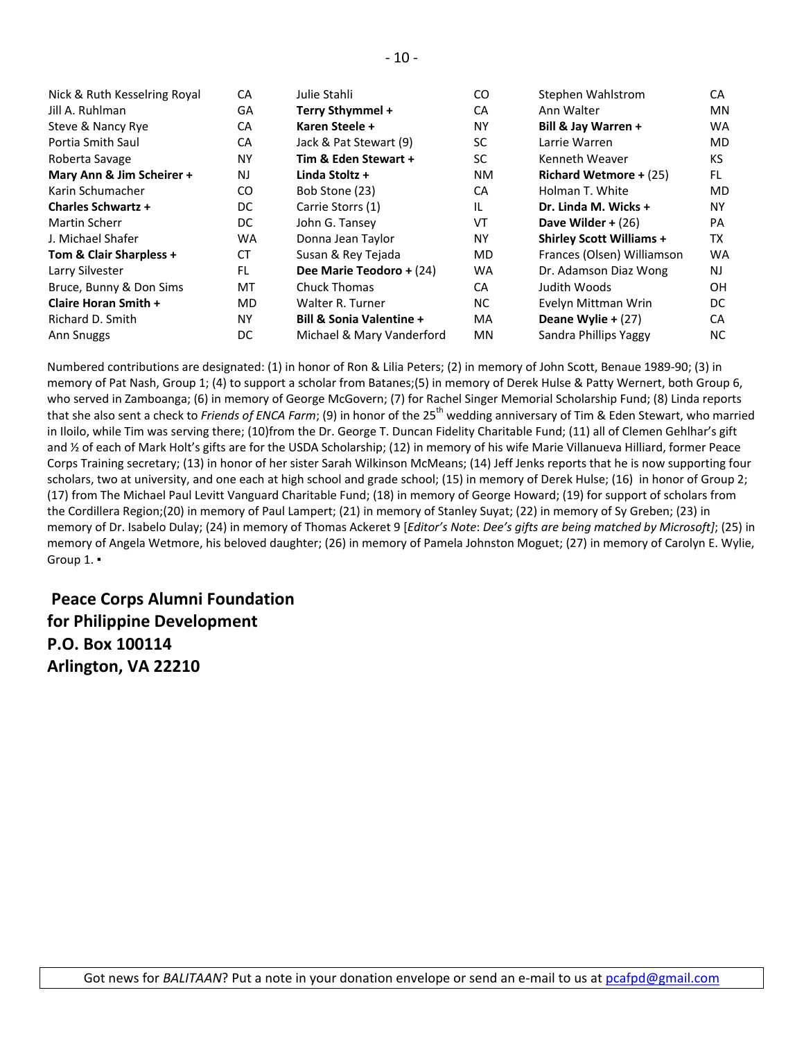| | | | | | |
|---|---|---|---|---|---|
| Nick & Ruth Kesselring Royal | CA | Julie Stahli | CO | Stephen Wahlstrom | CA |
| Jill A. Ruhlman | GA | **Terry Sthymmel +** | CA | Ann Walter | MN |
| Steve & Nancy Rye | CA | **Karen Steele +** | NY | **Bill & Jay Warren +** | WA |
| Portia Smith Saul | CA | Jack & Pat Stewart (9) | SC | Larrie Warren | MD |
| Roberta Savage | NY | **Tim & Eden Stewart +** | SC | Kenneth Weaver | KS |
| **Mary Ann & Jim Scheirer +** | NJ | **Linda Stoltz +** | NM | **Richard Wetmore +** (25) | FL |
| Karin Schumacher | CO | Bob Stone (23) | CA | Holman T. White | MD |
| **Charles Schwartz +** | DC | Carrie Storrs (1) | IL | **Dr. Linda M. Wicks +** | NY |
| Martin Scherr | DC | John G. Tansey | VT | **Dave Wilder +** (26) | PA |
| J. Michael Shafer | WA | Donna Jean Taylor | NY | **Shirley Scott Williams +** | TX |
| **Tom & Clair Sharpless +** | CT | Susan & Rey Tejada | MD | Frances (Olsen) Williamson | WA |
| Larry Silvester | FL | **Dee Marie Teodoro +** (24) | WA | Dr. Adamson Diaz Wong | NJ |
| Bruce, Bunny & Don Sims | MT | Chuck Thomas | CA | Judith Woods | OH |
| **Claire Horan Smith +** | MD | Walter R. Turner | NC | Evelyn Mittman Wrin | DC |
| Richard D. Smith | NY | **Bill & Sonia Valentine +** | MA | **Deane Wylie +** (27) | CA |
| Ann Snuggs | DC | Michael & Mary Vanderford | MN | Sandra Phillips Yaggy | NC |

Numbered contributions are designated: (1) in honor of Ron & Lilia Peters; (2) in memory of John Scott, Benaue 1989-90; (3) in memory of Pat Nash, Group 1; (4) to support a scholar from Batanes;(5) in memory of Derek Hulse & Patty Wernert, both Group 6, who served in Zamboanga; (6) in memory of George McGovern; (7) for Rachel Singer Memorial Scholarship Fund; (8) Linda reports that she also sent a check to *Friends of ENCA Farm*; (9) in honor of the 25th wedding anniversary of Tim & Eden Stewart, who married in Iloilo, while Tim was serving there; (10)from the Dr. George T. Duncan Fidelity Charitable Fund; (11) all of Clemen Gehlhar's gift and ½ of each of Mark Holt's gifts are for the USDA Scholarship; (12) in memory of his wife Marie Villanueva Hilliard, former Peace Corps Training secretary; (13) in honor of her sister Sarah Wilkinson McMeans; (14) Jeff Jenks reports that he is now supporting four scholars, two at university, and one each at high school and grade school; (15) in memory of Derek Hulse; (16) in honor of Group 2; (17) from The Michael Paul Levitt Vanguard Charitable Fund; (18) in memory of George Howard; (19) for support of scholars from the Cordillera Region;(20) in memory of Paul Lampert; (21) in memory of Stanley Suyat; (22) in memory of Sy Greben; (23) in memory of Dr. Isabelo Dulay; (24) in memory of Thomas Ackeret 9 [*Editor's Note*: *Dee's gifts are being matched by Microsoft]*; (25) in memory of Angela Wetmore, his beloved daughter; (26) in memory of Pamela Johnston Moguet; (27) in memory of Carolyn E. Wylie, Group 1. ▪

**Peace Corps Alumni Foundation**
**for Philippine Development**
**P.O. Box 100114**
**Arlington, VA 22210**

Got news for *BALITAAN*? Put a note in your donation envelope or send an e-mail to us at pcafpd@gmail.com